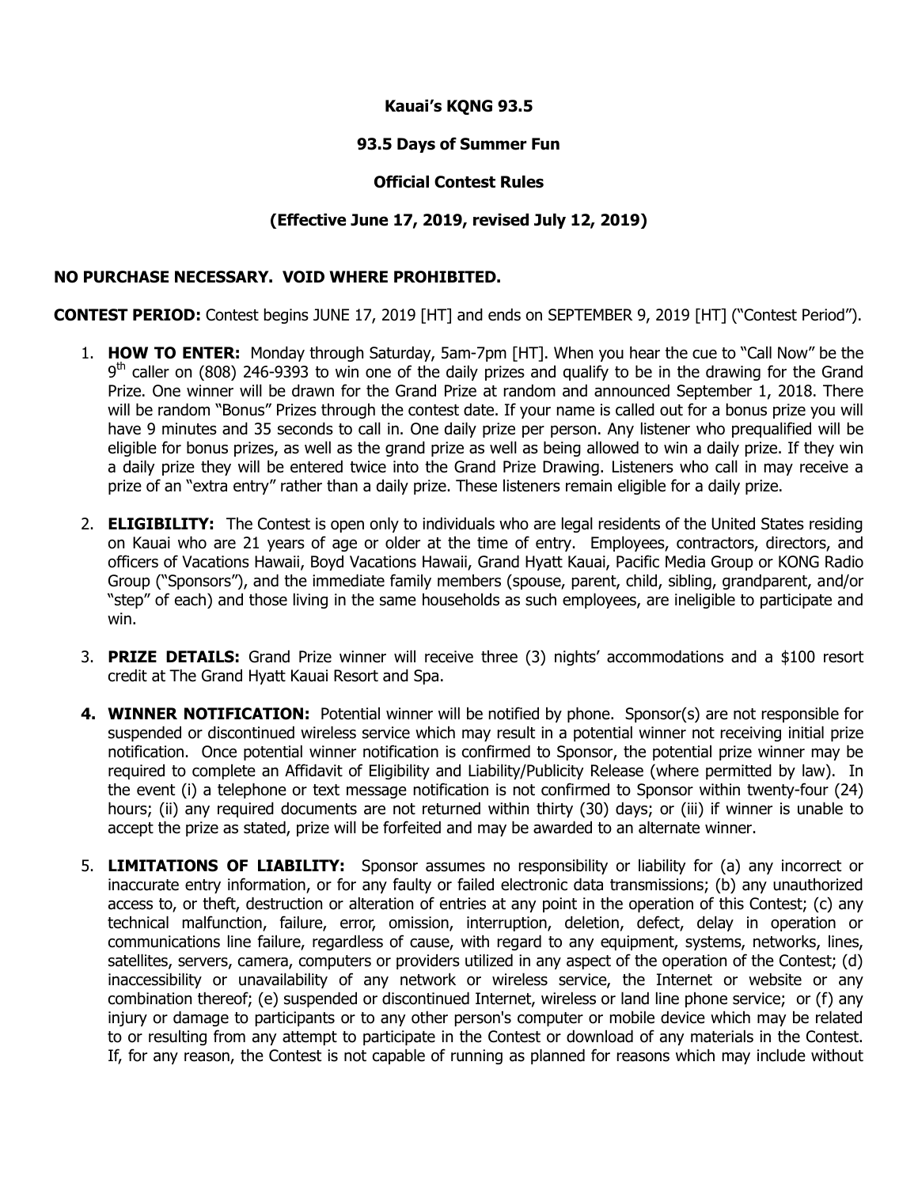**Kauai's KQNG 93.5**

**93.5 Days of Summer Fun**

**Official Contest Rules**

**(Effective June 17, 2019, revised July 12, 2019)**

**NO PURCHASE NECESSARY. VOID WHERE PROHIBITED.**

**CONTEST PERIOD:** Contest begins JUNE 17, 2019 [HT] and ends on SEPTEMBER 9, 2019 [HT] ("Contest Period").

1. **HOW TO ENTER:** Monday through Saturday, 5am-7pm [HT]. When you hear the cue to "Call Now" be the 9th caller on (808) 246-9393 to win one of the daily prizes and qualify to be in the drawing for the Grand Prize. One winner will be drawn for the Grand Prize at random and announced September 1, 2018. There will be random "Bonus" Prizes through the contest date. If your name is called out for a bonus prize you will have 9 minutes and 35 seconds to call in. One daily prize per person. Any listener who prequalified will be eligible for bonus prizes, as well as the grand prize as well as being allowed to win a daily prize. If they win a daily prize they will be entered twice into the Grand Prize Drawing. Listeners who call in may receive a prize of an "extra entry" rather than a daily prize. These listeners remain eligible for a daily prize.

2. **ELIGIBILITY:** The Contest is open only to individuals who are legal residents of the United States residing on Kauai who are 21 years of age or older at the time of entry. Employees, contractors, directors, and officers of Vacations Hawaii, Boyd Vacations Hawaii, Grand Hyatt Kauai, Pacific Media Group or KONG Radio Group ("Sponsors"), and the immediate family members (spouse, parent, child, sibling, grandparent, and/or "step" of each) and those living in the same households as such employees, are ineligible to participate and win.

3. **PRIZE DETAILS:** Grand Prize winner will receive three (3) nights' accommodations and a $100 resort credit at The Grand Hyatt Kauai Resort and Spa.

4. **WINNER NOTIFICATION:** Potential winner will be notified by phone. Sponsor(s) are not responsible for suspended or discontinued wireless service which may result in a potential winner not receiving initial prize notification. Once potential winner notification is confirmed to Sponsor, the potential prize winner may be required to complete an Affidavit of Eligibility and Liability/Publicity Release (where permitted by law). In the event (i) a telephone or text message notification is not confirmed to Sponsor within twenty-four (24) hours; (ii) any required documents are not returned within thirty (30) days; or (iii) if winner is unable to accept the prize as stated, prize will be forfeited and may be awarded to an alternate winner.

5. **LIMITATIONS OF LIABILITY:** Sponsor assumes no responsibility or liability for (a) any incorrect or inaccurate entry information, or for any faulty or failed electronic data transmissions; (b) any unauthorized access to, or theft, destruction or alteration of entries at any point in the operation of this Contest; (c) any technical malfunction, failure, error, omission, interruption, deletion, defect, delay in operation or communications line failure, regardless of cause, with regard to any equipment, systems, networks, lines, satellites, servers, camera, computers or providers utilized in any aspect of the operation of the Contest; (d) inaccessibility or unavailability of any network or wireless service, the Internet or website or any combination thereof; (e) suspended or discontinued Internet, wireless or land line phone service; or (f) any injury or damage to participants or to any other person's computer or mobile device which may be related to or resulting from any attempt to participate in the Contest or download of any materials in the Contest. If, for any reason, the Contest is not capable of running as planned for reasons which may include without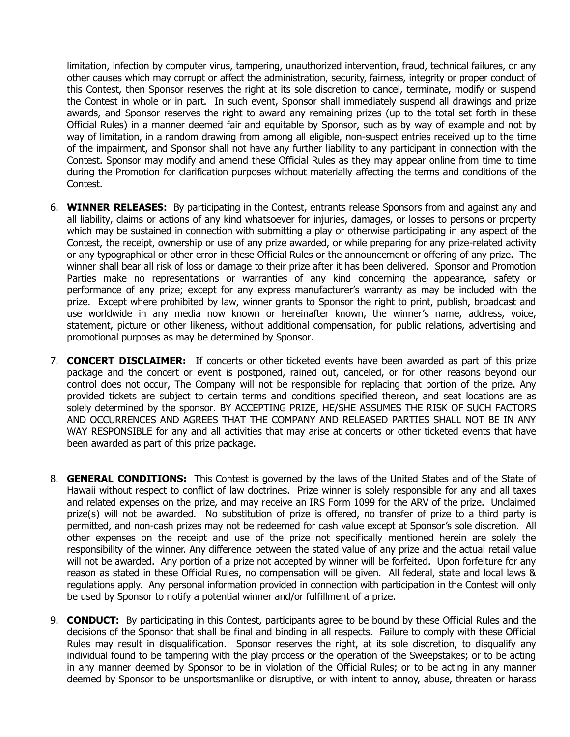limitation, infection by computer virus, tampering, unauthorized intervention, fraud, technical failures, or any other causes which may corrupt or affect the administration, security, fairness, integrity or proper conduct of this Contest, then Sponsor reserves the right at its sole discretion to cancel, terminate, modify or suspend the Contest in whole or in part. In such event, Sponsor shall immediately suspend all drawings and prize awards, and Sponsor reserves the right to award any remaining prizes (up to the total set forth in these Official Rules) in a manner deemed fair and equitable by Sponsor, such as by way of example and not by way of limitation, in a random drawing from among all eligible, non-suspect entries received up to the time of the impairment, and Sponsor shall not have any further liability to any participant in connection with the Contest. Sponsor may modify and amend these Official Rules as they may appear online from time to time during the Promotion for clarification purposes without materially affecting the terms and conditions of the Contest.

6. **WINNER RELEASES:** By participating in the Contest, entrants release Sponsors from and against any and all liability, claims or actions of any kind whatsoever for injuries, damages, or losses to persons or property which may be sustained in connection with submitting a play or otherwise participating in any aspect of the Contest, the receipt, ownership or use of any prize awarded, or while preparing for any prize-related activity or any typographical or other error in these Official Rules or the announcement or offering of any prize. The winner shall bear all risk of loss or damage to their prize after it has been delivered. Sponsor and Promotion Parties make no representations or warranties of any kind concerning the appearance, safety or performance of any prize; except for any express manufacturer's warranty as may be included with the prize. Except where prohibited by law, winner grants to Sponsor the right to print, publish, broadcast and use worldwide in any media now known or hereinafter known, the winner's name, address, voice, statement, picture or other likeness, without additional compensation, for public relations, advertising and promotional purposes as may be determined by Sponsor.

7. **CONCERT DISCLAIMER:** If concerts or other ticketed events have been awarded as part of this prize package and the concert or event is postponed, rained out, canceled, or for other reasons beyond our control does not occur, The Company will not be responsible for replacing that portion of the prize. Any provided tickets are subject to certain terms and conditions specified thereon, and seat locations are as solely determined by the sponsor. BY ACCEPTING PRIZE, HE/SHE ASSUMES THE RISK OF SUCH FACTORS AND OCCURRENCES AND AGREES THAT THE COMPANY AND RELEASED PARTIES SHALL NOT BE IN ANY WAY RESPONSIBLE for any and all activities that may arise at concerts or other ticketed events that have been awarded as part of this prize package.

8. **GENERAL CONDITIONS:** This Contest is governed by the laws of the United States and of the State of Hawaii without respect to conflict of law doctrines. Prize winner is solely responsible for any and all taxes and related expenses on the prize, and may receive an IRS Form 1099 for the ARV of the prize. Unclaimed prize(s) will not be awarded. No substitution of prize is offered, no transfer of prize to a third party is permitted, and non-cash prizes may not be redeemed for cash value except at Sponsor's sole discretion. All other expenses on the receipt and use of the prize not specifically mentioned herein are solely the responsibility of the winner. Any difference between the stated value of any prize and the actual retail value will not be awarded. Any portion of a prize not accepted by winner will be forfeited. Upon forfeiture for any reason as stated in these Official Rules, no compensation will be given. All federal, state and local laws & regulations apply. Any personal information provided in connection with participation in the Contest will only be used by Sponsor to notify a potential winner and/or fulfillment of a prize.

9. **CONDUCT:** By participating in this Contest, participants agree to be bound by these Official Rules and the decisions of the Sponsor that shall be final and binding in all respects. Failure to comply with these Official Rules may result in disqualification. Sponsor reserves the right, at its sole discretion, to disqualify any individual found to be tampering with the play process or the operation of the Sweepstakes; or to be acting in any manner deemed by Sponsor to be in violation of the Official Rules; or to be acting in any manner deemed by Sponsor to be unsportsmanlike or disruptive, or with intent to annoy, abuse, threaten or harass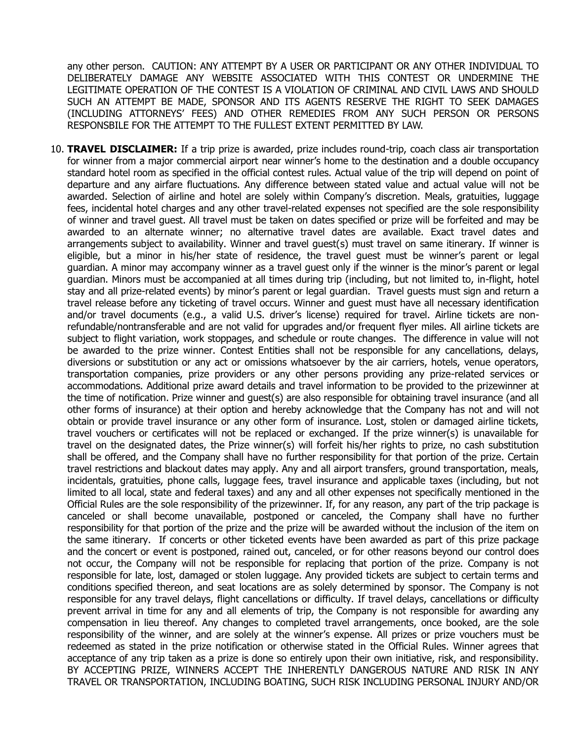any other person. CAUTION: ANY ATTEMPT BY A USER OR PARTICIPANT OR ANY OTHER INDIVIDUAL TO DELIBERATELY DAMAGE ANY WEBSITE ASSOCIATED WITH THIS CONTEST OR UNDERMINE THE LEGITIMATE OPERATION OF THE CONTEST IS A VIOLATION OF CRIMINAL AND CIVIL LAWS AND SHOULD SUCH AN ATTEMPT BE MADE, SPONSOR AND ITS AGENTS RESERVE THE RIGHT TO SEEK DAMAGES (INCLUDING ATTORNEYS' FEES) AND OTHER REMEDIES FROM ANY SUCH PERSON OR PERSONS RESPONSBILE FOR THE ATTEMPT TO THE FULLEST EXTENT PERMITTED BY LAW.

10. **TRAVEL DISCLAIMER:** If a trip prize is awarded, prize includes round-trip, coach class air transportation for winner from a major commercial airport near winner's home to the destination and a double occupancy standard hotel room as specified in the official contest rules. Actual value of the trip will depend on point of departure and any airfare fluctuations. Any difference between stated value and actual value will not be awarded. Selection of airline and hotel are solely within Company's discretion. Meals, gratuities, luggage fees, incidental hotel charges and any other travel-related expenses not specified are the sole responsibility of winner and travel guest. All travel must be taken on dates specified or prize will be forfeited and may be awarded to an alternate winner; no alternative travel dates are available. Exact travel dates and arrangements subject to availability. Winner and travel guest(s) must travel on same itinerary. If winner is eligible, but a minor in his/her state of residence, the travel guest must be winner's parent or legal guardian. A minor may accompany winner as a travel guest only if the winner is the minor's parent or legal guardian. Minors must be accompanied at all times during trip (including, but not limited to, in-flight, hotel stay and all prize-related events) by minor's parent or legal guardian. Travel guests must sign and return a travel release before any ticketing of travel occurs. Winner and guest must have all necessary identification and/or travel documents (e.g., a valid U.S. driver's license) required for travel. Airline tickets are non-refundable/nontransferable and are not valid for upgrades and/or frequent flyer miles. All airline tickets are subject to flight variation, work stoppages, and schedule or route changes. The difference in value will not be awarded to the prize winner. Contest Entities shall not be responsible for any cancellations, delays, diversions or substitution or any act or omissions whatsoever by the air carriers, hotels, venue operators, transportation companies, prize providers or any other persons providing any prize-related services or accommodations. Additional prize award details and travel information to be provided to the prizewinner at the time of notification. Prize winner and guest(s) are also responsible for obtaining travel insurance (and all other forms of insurance) at their option and hereby acknowledge that the Company has not and will not obtain or provide travel insurance or any other form of insurance. Lost, stolen or damaged airline tickets, travel vouchers or certificates will not be replaced or exchanged. If the prize winner(s) is unavailable for travel on the designated dates, the Prize winner(s) will forfeit his/her rights to prize, no cash substitution shall be offered, and the Company shall have no further responsibility for that portion of the prize. Certain travel restrictions and blackout dates may apply. Any and all airport transfers, ground transportation, meals, incidentals, gratuities, phone calls, luggage fees, travel insurance and applicable taxes (including, but not limited to all local, state and federal taxes) and any and all other expenses not specifically mentioned in the Official Rules are the sole responsibility of the prizewinner. If, for any reason, any part of the trip package is canceled or shall become unavailable, postponed or canceled, the Company shall have no further responsibility for that portion of the prize and the prize will be awarded without the inclusion of the item on the same itinerary. If concerts or other ticketed events have been awarded as part of this prize package and the concert or event is postponed, rained out, canceled, or for other reasons beyond our control does not occur, the Company will not be responsible for replacing that portion of the prize. Company is not responsible for late, lost, damaged or stolen luggage. Any provided tickets are subject to certain terms and conditions specified thereon, and seat locations are as solely determined by sponsor. The Company is not responsible for any travel delays, flight cancellations or difficulty. If travel delays, cancellations or difficulty prevent arrival in time for any and all elements of trip, the Company is not responsible for awarding any compensation in lieu thereof. Any changes to completed travel arrangements, once booked, are the sole responsibility of the winner, and are solely at the winner's expense. All prizes or prize vouchers must be redeemed as stated in the prize notification or otherwise stated in the Official Rules. Winner agrees that acceptance of any trip taken as a prize is done so entirely upon their own initiative, risk, and responsibility. BY ACCEPTING PRIZE, WINNERS ACCEPT THE INHERENTLY DANGEROUS NATURE AND RISK IN ANY TRAVEL OR TRANSPORTATION, INCLUDING BOATING, SUCH RISK INCLUDING PERSONAL INJURY AND/OR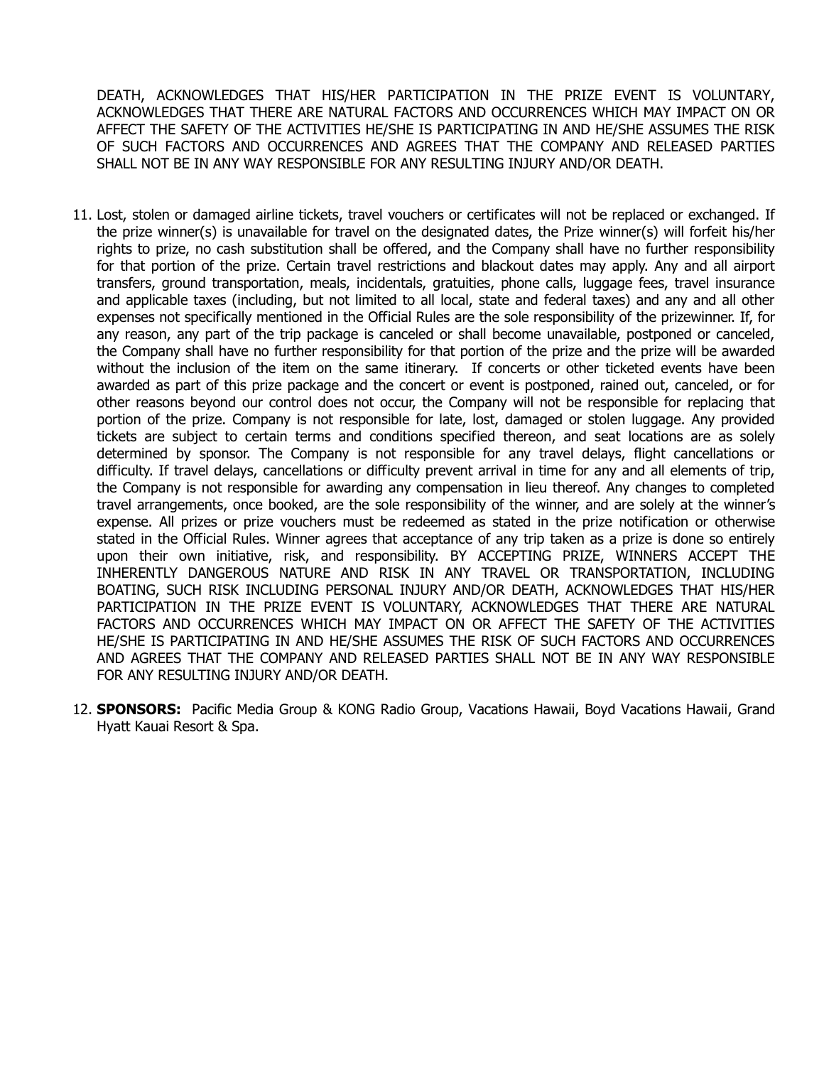DEATH, ACKNOWLEDGES THAT HIS/HER PARTICIPATION IN THE PRIZE EVENT IS VOLUNTARY, ACKNOWLEDGES THAT THERE ARE NATURAL FACTORS AND OCCURRENCES WHICH MAY IMPACT ON OR AFFECT THE SAFETY OF THE ACTIVITIES HE/SHE IS PARTICIPATING IN AND HE/SHE ASSUMES THE RISK OF SUCH FACTORS AND OCCURRENCES AND AGREES THAT THE COMPANY AND RELEASED PARTIES SHALL NOT BE IN ANY WAY RESPONSIBLE FOR ANY RESULTING INJURY AND/OR DEATH.

11. Lost, stolen or damaged airline tickets, travel vouchers or certificates will not be replaced or exchanged. If the prize winner(s) is unavailable for travel on the designated dates, the Prize winner(s) will forfeit his/her rights to prize, no cash substitution shall be offered, and the Company shall have no further responsibility for that portion of the prize. Certain travel restrictions and blackout dates may apply. Any and all airport transfers, ground transportation, meals, incidentals, gratuities, phone calls, luggage fees, travel insurance and applicable taxes (including, but not limited to all local, state and federal taxes) and any and all other expenses not specifically mentioned in the Official Rules are the sole responsibility of the prizewinner. If, for any reason, any part of the trip package is canceled or shall become unavailable, postponed or canceled, the Company shall have no further responsibility for that portion of the prize and the prize will be awarded without the inclusion of the item on the same itinerary. If concerts or other ticketed events have been awarded as part of this prize package and the concert or event is postponed, rained out, canceled, or for other reasons beyond our control does not occur, the Company will not be responsible for replacing that portion of the prize. Company is not responsible for late, lost, damaged or stolen luggage. Any provided tickets are subject to certain terms and conditions specified thereon, and seat locations are as solely determined by sponsor. The Company is not responsible for any travel delays, flight cancellations or difficulty. If travel delays, cancellations or difficulty prevent arrival in time for any and all elements of trip, the Company is not responsible for awarding any compensation in lieu thereof. Any changes to completed travel arrangements, once booked, are the sole responsibility of the winner, and are solely at the winner's expense. All prizes or prize vouchers must be redeemed as stated in the prize notification or otherwise stated in the Official Rules. Winner agrees that acceptance of any trip taken as a prize is done so entirely upon their own initiative, risk, and responsibility. BY ACCEPTING PRIZE, WINNERS ACCEPT THE INHERENTLY DANGEROUS NATURE AND RISK IN ANY TRAVEL OR TRANSPORTATION, INCLUDING BOATING, SUCH RISK INCLUDING PERSONAL INJURY AND/OR DEATH, ACKNOWLEDGES THAT HIS/HER PARTICIPATION IN THE PRIZE EVENT IS VOLUNTARY, ACKNOWLEDGES THAT THERE ARE NATURAL FACTORS AND OCCURRENCES WHICH MAY IMPACT ON OR AFFECT THE SAFETY OF THE ACTIVITIES HE/SHE IS PARTICIPATING IN AND HE/SHE ASSUMES THE RISK OF SUCH FACTORS AND OCCURRENCES AND AGREES THAT THE COMPANY AND RELEASED PARTIES SHALL NOT BE IN ANY WAY RESPONSIBLE FOR ANY RESULTING INJURY AND/OR DEATH.

12. **SPONSORS:** Pacific Media Group & KONG Radio Group, Vacations Hawaii, Boyd Vacations Hawaii, Grand Hyatt Kauai Resort & Spa.